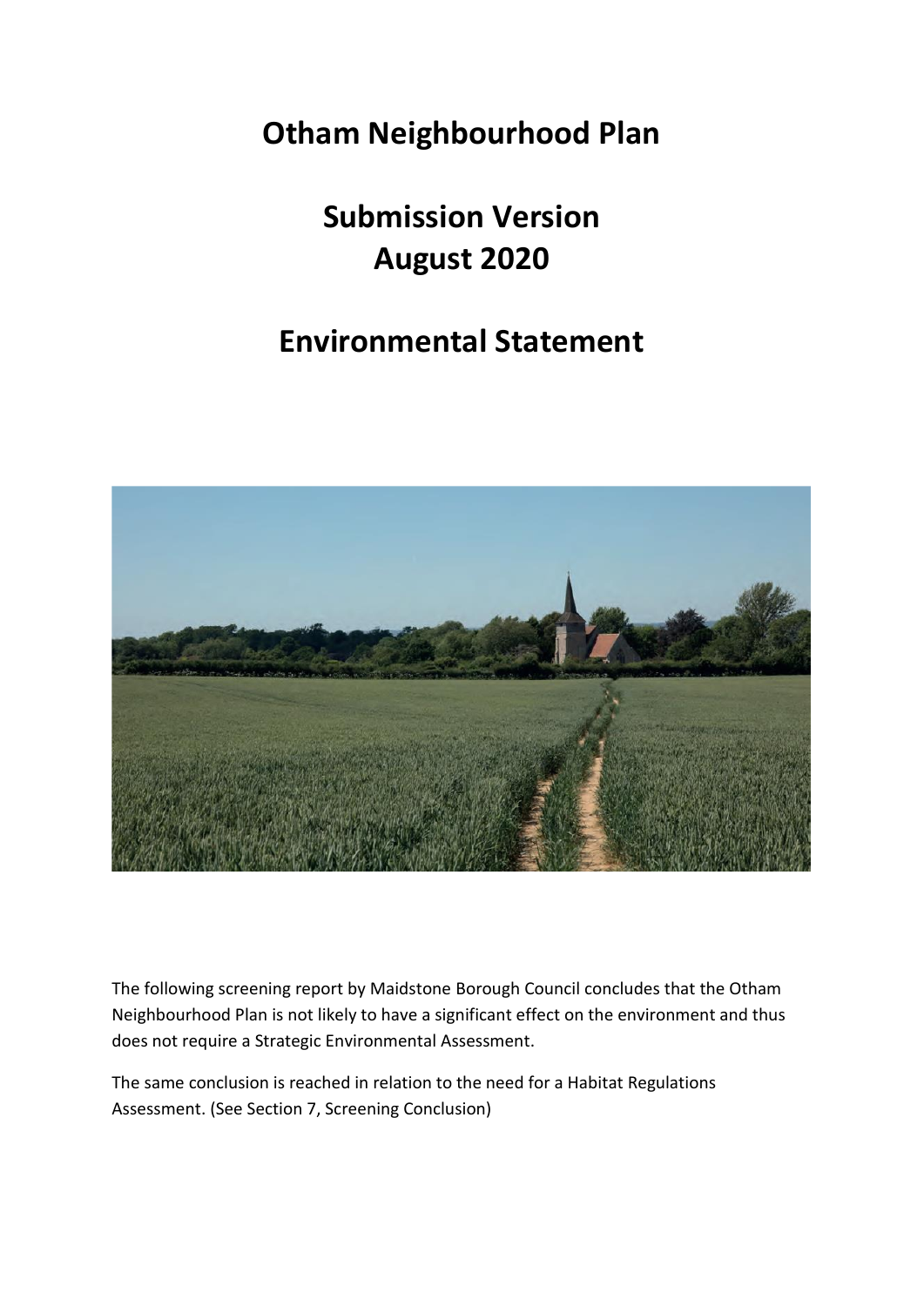# Otham Neighbourhood Plan

# Submission Version
# August 2020

# Environmental Statement

The following screening report by Maidstone Borough Council concludes that the Otham Neighbourhood Plan is not likely to have a significant effect on the environment and thus does not require a Strategic Environmental Assessment.

The same conclusion is reached in relation to the need for a Habitat Regulations Assessment. (See Section 7, Screening Conclusion)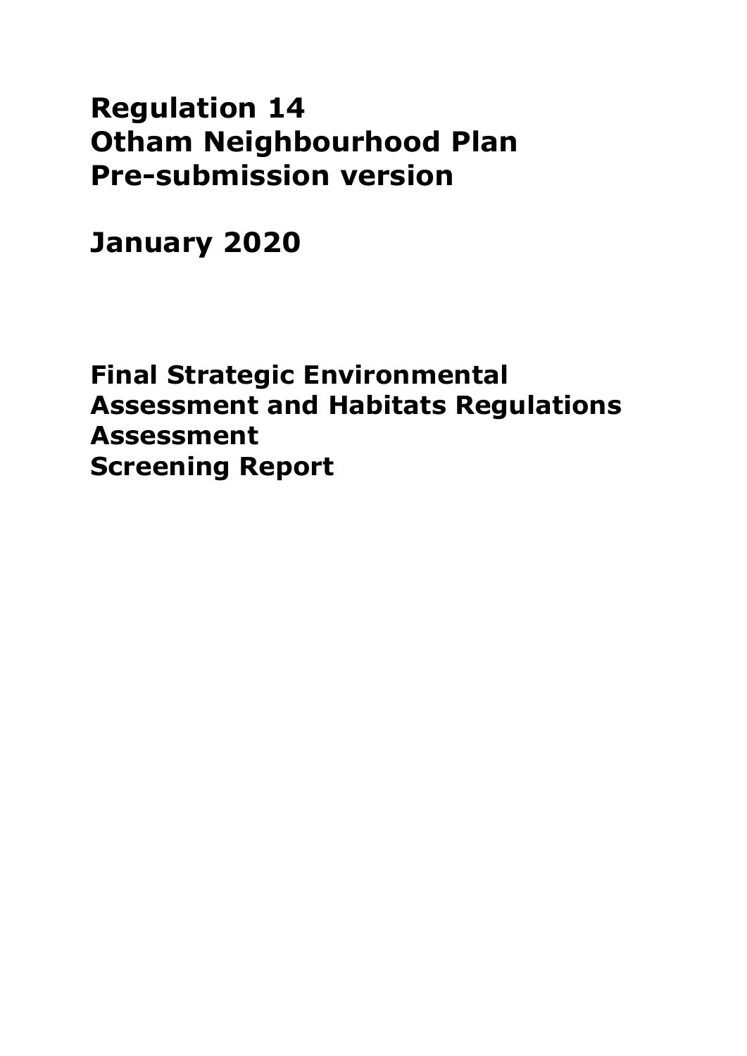# Regulation 14
# Otham Neighbourhood Plan
# Pre-submission version

# January 2020

## Final Strategic Environmental Assessment and Habitats Regulations Assessment Screening Report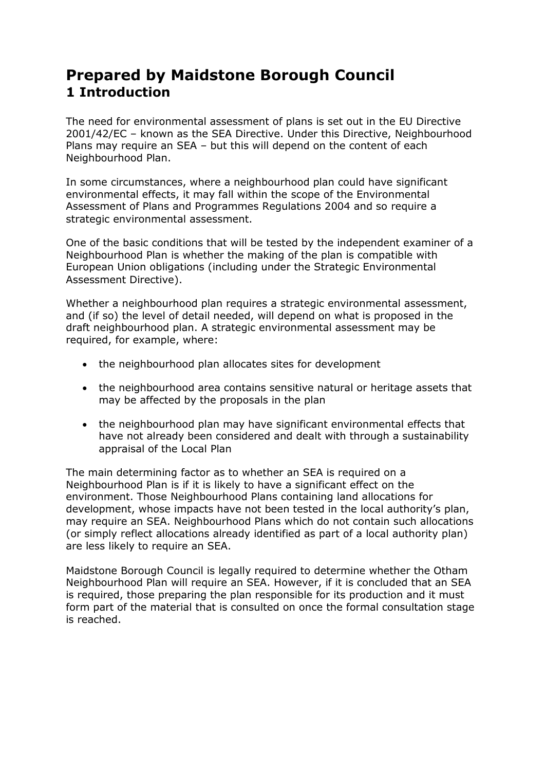# Prepared by Maidstone Borough Council

## 1 Introduction

The need for environmental assessment of plans is set out in the EU Directive 2001/42/EC – known as the SEA Directive. Under this Directive, Neighbourhood Plans may require an SEA – but this will depend on the content of each Neighbourhood Plan.

In some circumstances, where a neighbourhood plan could have significant environmental effects, it may fall within the scope of the Environmental Assessment of Plans and Programmes Regulations 2004 and so require a strategic environmental assessment.

One of the basic conditions that will be tested by the independent examiner of a Neighbourhood Plan is whether the making of the plan is compatible with European Union obligations (including under the Strategic Environmental Assessment Directive).

Whether a neighbourhood plan requires a strategic environmental assessment, and (if so) the level of detail needed, will depend on what is proposed in the draft neighbourhood plan. A strategic environmental assessment may be required, for example, where:

- the neighbourhood plan allocates sites for development
- the neighbourhood area contains sensitive natural or heritage assets that may be affected by the proposals in the plan
- the neighbourhood plan may have significant environmental effects that have not already been considered and dealt with through a sustainability appraisal of the Local Plan

The main determining factor as to whether an SEA is required on a Neighbourhood Plan is if it is likely to have a significant effect on the environment. Those Neighbourhood Plans containing land allocations for development, whose impacts have not been tested in the local authority's plan, may require an SEA. Neighbourhood Plans which do not contain such allocations (or simply reflect allocations already identified as part of a local authority plan) are less likely to require an SEA.

Maidstone Borough Council is legally required to determine whether the Otham Neighbourhood Plan will require an SEA. However, if it is concluded that an SEA is required, those preparing the plan responsible for its production and it must form part of the material that is consulted on once the formal consultation stage is reached.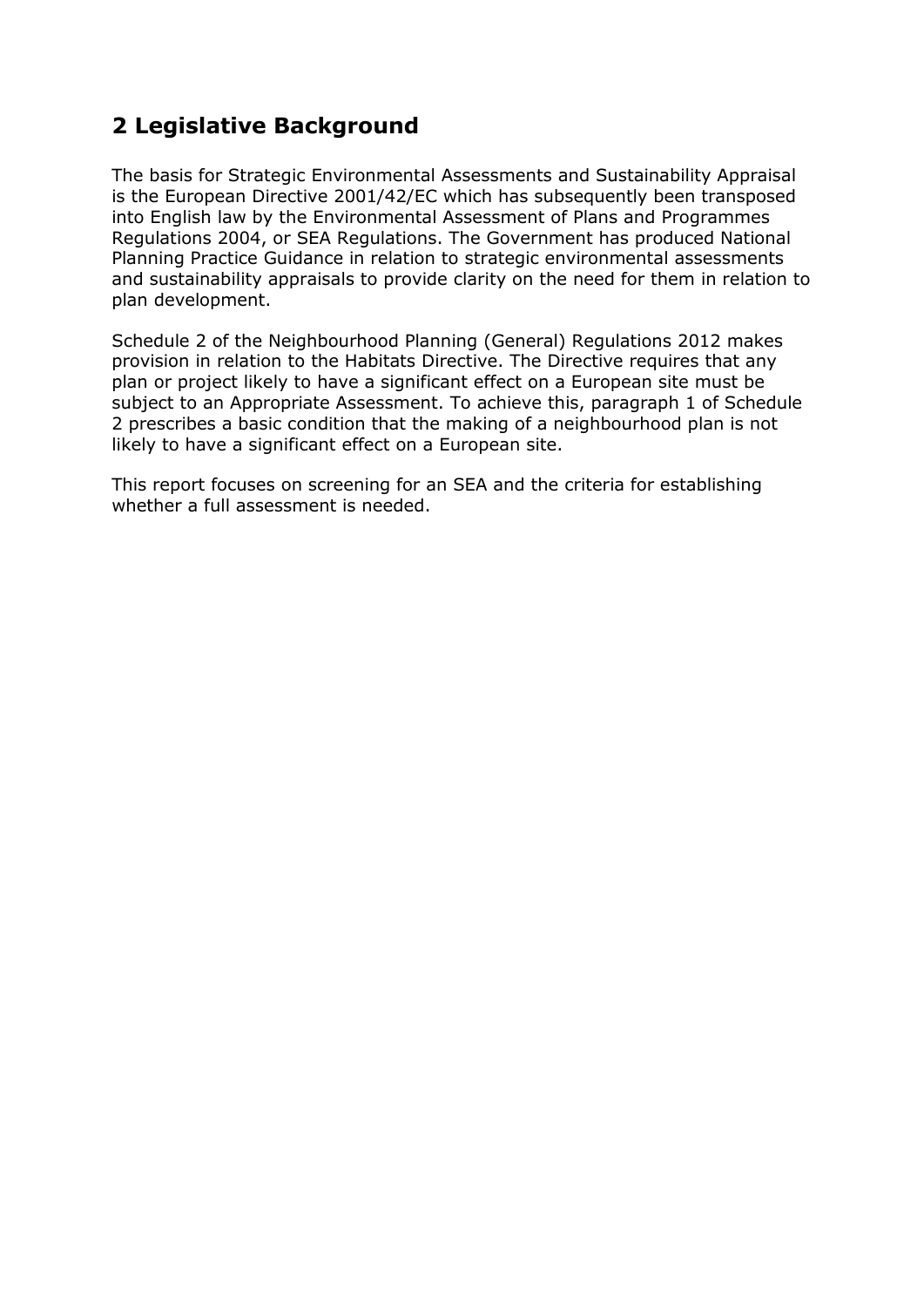## 2 Legislative Background

The basis for Strategic Environmental Assessments and Sustainability Appraisal is the European Directive 2001/42/EC which has subsequently been transposed into English law by the Environmental Assessment of Plans and Programmes Regulations 2004, or SEA Regulations. The Government has produced National Planning Practice Guidance in relation to strategic environmental assessments and sustainability appraisals to provide clarity on the need for them in relation to plan development.

Schedule 2 of the Neighbourhood Planning (General) Regulations 2012 makes provision in relation to the Habitats Directive. The Directive requires that any plan or project likely to have a significant effect on a European site must be subject to an Appropriate Assessment. To achieve this, paragraph 1 of Schedule 2 prescribes a basic condition that the making of a neighbourhood plan is not likely to have a significant effect on a European site.

This report focuses on screening for an SEA and the criteria for establishing whether a full assessment is needed.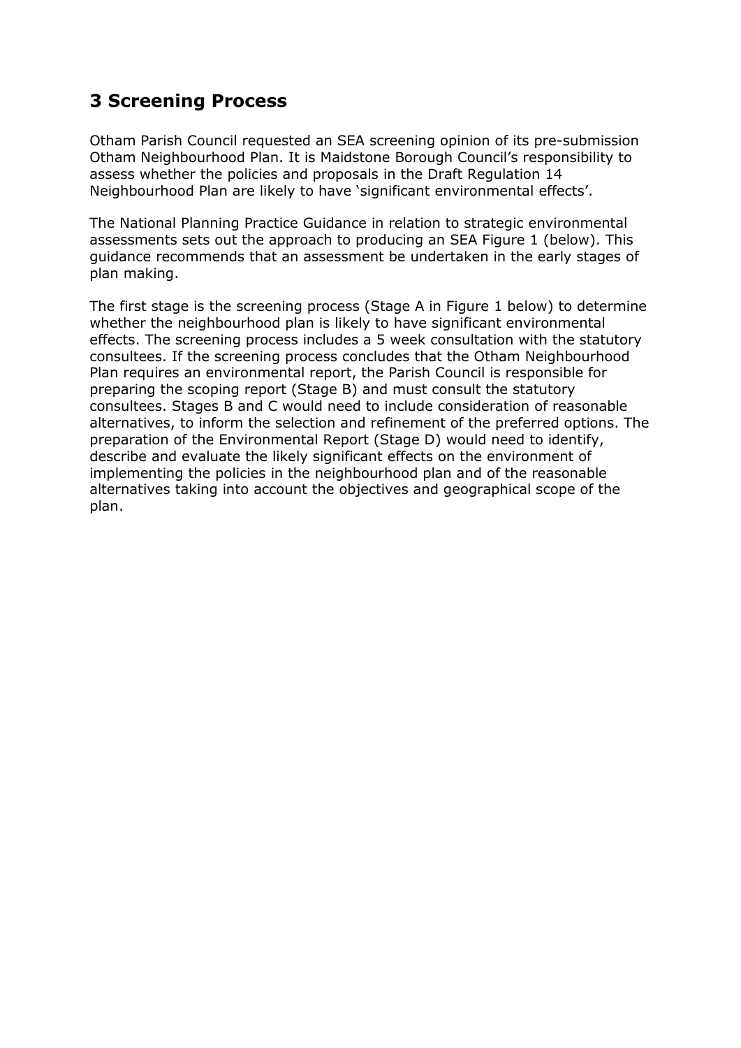## 3 Screening Process

Otham Parish Council requested an SEA screening opinion of its pre-submission Otham Neighbourhood Plan. It is Maidstone Borough Council's responsibility to assess whether the policies and proposals in the Draft Regulation 14 Neighbourhood Plan are likely to have 'significant environmental effects'.

The National Planning Practice Guidance in relation to strategic environmental assessments sets out the approach to producing an SEA Figure 1 (below). This guidance recommends that an assessment be undertaken in the early stages of plan making.

The first stage is the screening process (Stage A in Figure 1 below) to determine whether the neighbourhood plan is likely to have significant environmental effects. The screening process includes a 5 week consultation with the statutory consultees. If the screening process concludes that the Otham Neighbourhood Plan requires an environmental report, the Parish Council is responsible for preparing the scoping report (Stage B) and must consult the statutory consultees. Stages B and C would need to include consideration of reasonable alternatives, to inform the selection and refinement of the preferred options. The preparation of the Environmental Report (Stage D) would need to identify, describe and evaluate the likely significant effects on the environment of implementing the policies in the neighbourhood plan and of the reasonable alternatives taking into account the objectives and geographical scope of the plan.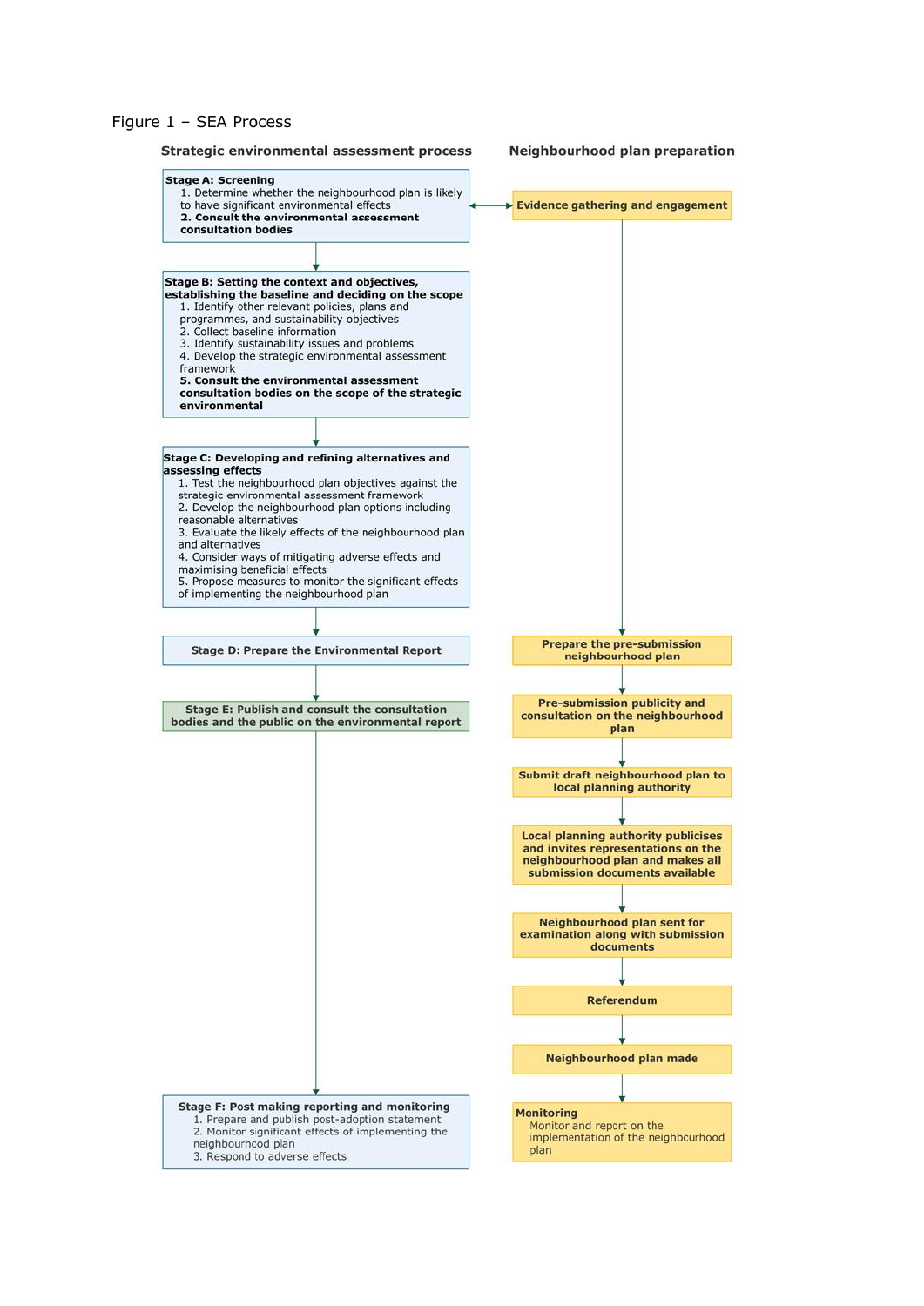Figure 1 – SEA Process

**Strategic environmental assessment process**

**Stage A: Screening**
1. Determine whether the neighbourhood plan is likely to have significant environmental effects
2. **Consult the environmental assessment consultation bodies**

**Stage B: Setting the context and objectives, establishing the baseline and deciding on the scope**
1. Identify other relevant policies, plans and programmes, and sustainability objectives
2. Collect baseline information
3. Identify sustainability issues and problems
4. Develop the strategic environmental assessment framework
5. **Consult the environmental assessment consultation bodies on the scope of the strategic environmental**

**Stage C: Developing and refining alternatives and assessing effects**
1. Test the neighbourhood plan objectives against the strategic environmental assessment framework
2. Develop the neighbourhood plan options including reasonable alternatives
3. Evaluate the likely effects of the neighbourhood plan and alternatives
4. Consider ways of mitigating adverse effects and maximising beneficial effects
5. Propose measures to monitor the significant effects of implementing the neighbourhood plan

**Stage D: Prepare the Environmental Report**

**Stage E: Publish and consult the consultation bodies and the public on the environmental report**

**Stage F: Post making reporting and monitoring**
1. Prepare and publish post-adoption statement
2. Monitor significant effects of implementing the neighbourhood plan
3. Respond to adverse effects

**Neighbourhood plan preparation**

**Evidence gathering and engagement**

**Prepare the pre-submission neighbourhood plan**

**Pre-submission publicity and consultation on the neighbourhood plan**

**Submit draft neighbourhood plan to local planning authority**

**Local planning authority publicises and invites representations on the neighbourhood plan and makes all submission documents available**

**Neighbourhood plan sent for examination along with submission documents**

**Referendum**

**Neighbourhood plan made**

**Monitoring**
Monitor and report on the implementation of the neighbourhood plan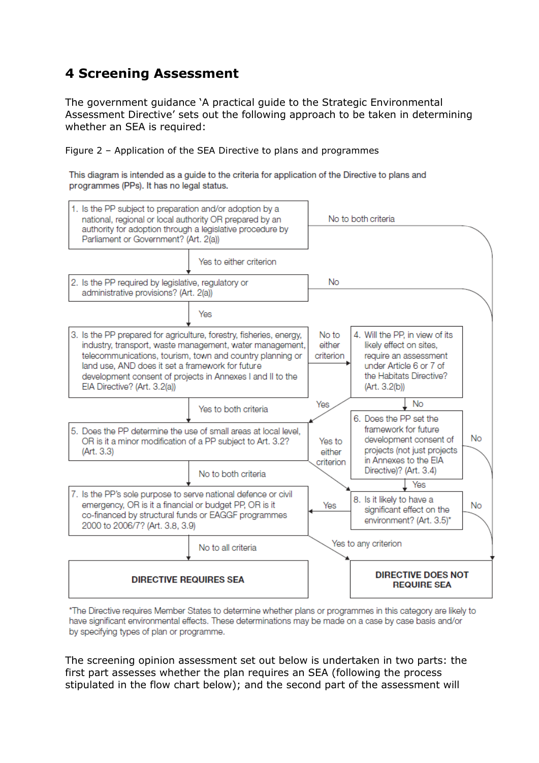# 4 Screening Assessment

The government guidance 'A practical guide to the Strategic Environmental Assessment Directive' sets out the following approach to be taken in determining whether an SEA is required:

Figure 2 – Application of the SEA Directive to plans and programmes

This diagram is intended as a guide to the criteria for application of the Directive to plans and programmes (PPs). It has no legal status.

1. Is the PP subject to preparation and/or adoption by a national, regional or local authority OR prepared by an authority for adoption through a legislative procedure by Parliament or Government? (Art. 2(a))
   - No to both criteria → DIRECTIVE DOES NOT REQUIRE SEA
   - Yes to either criterion → 2

2. Is the PP required by legislative, regulatory or administrative provisions? (Art. 2(a))
   - No → DIRECTIVE DOES NOT REQUIRE SEA
   - Yes → 3

3. Is the PP prepared for agriculture, forestry, fisheries, energy, industry, transport, waste management, water management, telecommunications, tourism, town and country planning or land use, AND does it set a framework for future development consent of projects in Annexes I and II to the EIA Directive? (Art. 3.2(a))
   - No to either criterion → 4
   - Yes to both criteria → 5

4. Will the PP, in view of its likely effect on sites, require an assessment under Article 6 or 7 of the Habitats Directive? (Art. 3.2(b))
   - Yes → 5
   - No → 6

5. Does the PP determine the use of small areas at local level, OR is it a minor modification of a PP subject to Art. 3.2? (Art. 3.3)
   - Yes to either criterion → 8
   - No to both criteria → 7

6. Does the PP set the framework for future development consent of projects (not just projects in Annexes to the EIA Directive)? (Art. 3.4)
   - No → DIRECTIVE DOES NOT REQUIRE SEA
   - Yes → 8

7. Is the PP's sole purpose to serve national defence or civil emergency, OR is it a financial or budget PP, OR is it co-financed by structural funds or EAGGF programmes 2000 to 2006/7? (Art. 3.8, 3.9)
   - Yes to any criterion → DIRECTIVE DOES NOT REQUIRE SEA
   - No to all criteria → DIRECTIVE REQUIRES SEA

8. Is it likely to have a significant effect on the environment? (Art. 3.5)*
   - Yes → 7
   - No → DIRECTIVE DOES NOT REQUIRE SEA

**DIRECTIVE REQUIRES SEA**

**DIRECTIVE DOES NOT REQUIRE SEA**

*The Directive requires Member States to determine whether plans or programmes in this category are likely to have significant environmental effects. These determinations may be made on a case by case basis and/or by specifying types of plan or programme.

The screening opinion assessment set out below is undertaken in two parts: the first part assesses whether the plan requires an SEA (following the process stipulated in the flow chart below); and the second part of the assessment will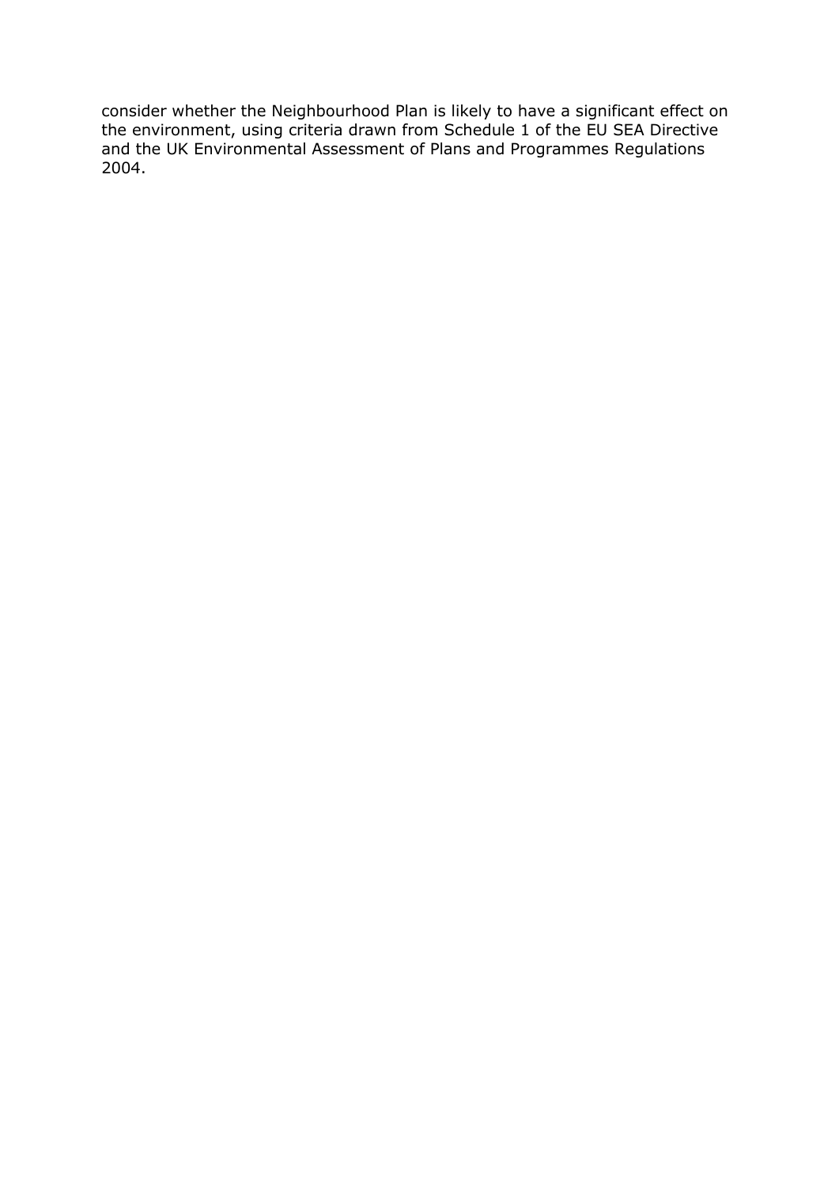consider whether the Neighbourhood Plan is likely to have a significant effect on the environment, using criteria drawn from Schedule 1 of the EU SEA Directive and the UK Environmental Assessment of Plans and Programmes Regulations 2004.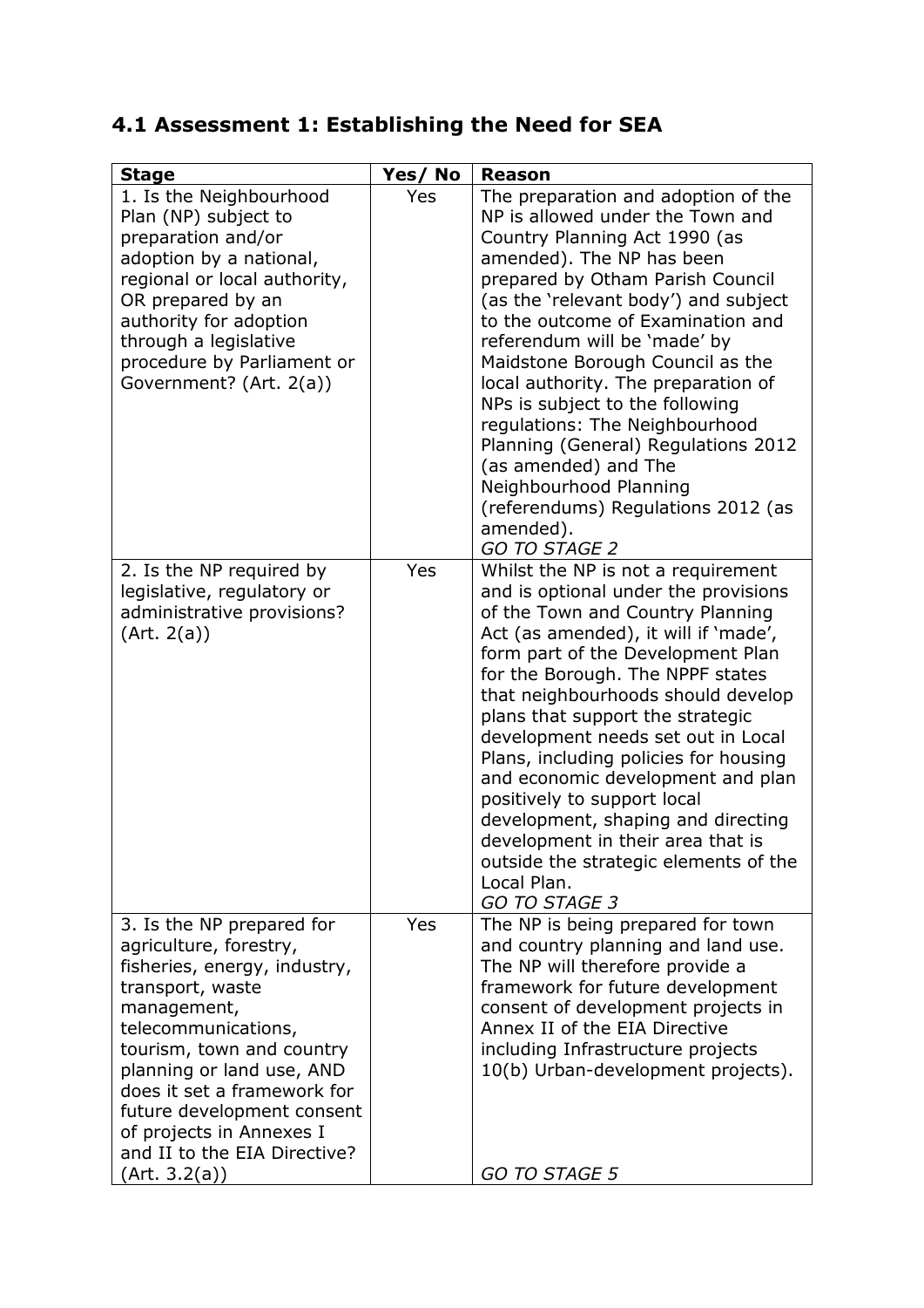## 4.1 Assessment 1: Establishing the Need for SEA

| Stage | Yes/ No | Reason |
|---|---|---|
| 1. Is the Neighbourhood Plan (NP) subject to preparation and/or adoption by a national, regional or local authority, OR prepared by an authority for adoption through a legislative procedure by Parliament or Government? (Art. 2(a)) | Yes | The preparation and adoption of the NP is allowed under the Town and Country Planning Act 1990 (as amended). The NP has been prepared by Otham Parish Council (as the 'relevant body') and subject to the outcome of Examination and referendum will be 'made' by Maidstone Borough Council as the local authority. The preparation of NPs is subject to the following regulations: The Neighbourhood Planning (General) Regulations 2012 (as amended) and The Neighbourhood Planning (referendums) Regulations 2012 (as amended).<br>*GO TO STAGE 2* |
| 2. Is the NP required by legislative, regulatory or administrative provisions? (Art. 2(a)) | Yes | Whilst the NP is not a requirement and is optional under the provisions of the Town and Country Planning Act (as amended), it will if 'made', form part of the Development Plan for the Borough. The NPPF states that neighbourhoods should develop plans that support the strategic development needs set out in Local Plans, including policies for housing and economic development and plan positively to support local development, shaping and directing development in their area that is outside the strategic elements of the Local Plan.<br>*GO TO STAGE 3* |
| 3. Is the NP prepared for agriculture, forestry, fisheries, energy, industry, transport, waste management, telecommunications, tourism, town and country planning or land use, AND does it set a framework for future development consent of projects in Annexes I and II to the EIA Directive? (Art. 3.2(a)) | Yes | The NP is being prepared for town and country planning and land use. The NP will therefore provide a framework for future development consent of development projects in Annex II of the EIA Directive including Infrastructure projects 10(b) Urban-development projects).<br>*GO TO STAGE 5* |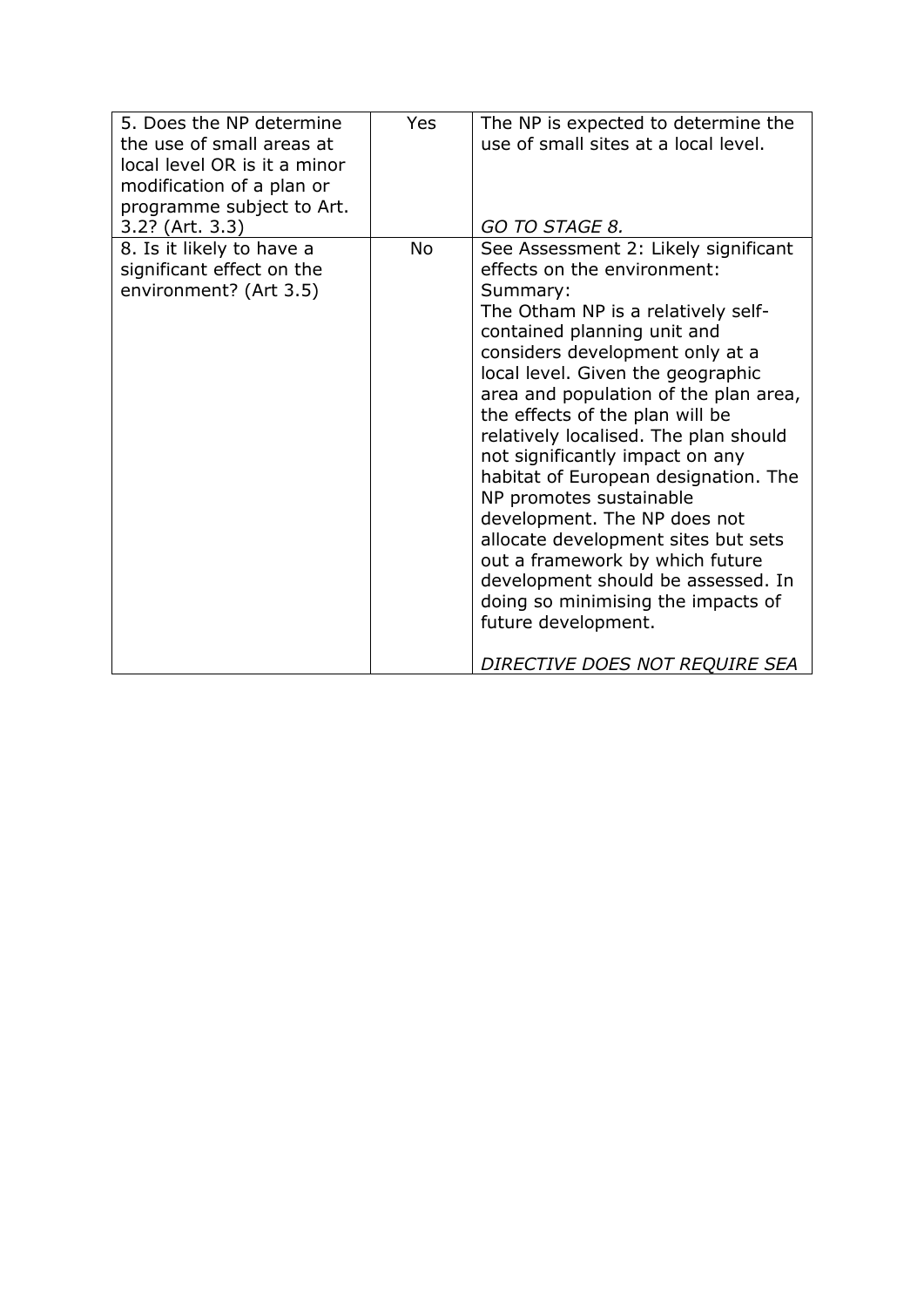| | | |
|---|---|---|
| 5. Does the NP determine the use of small areas at local level OR is it a minor modification of a plan or programme subject to Art. 3.2? (Art. 3.3) | Yes | The NP is expected to determine the use of small sites at a local level.<br><br>*GO TO STAGE 8.* |
| 8. Is it likely to have a significant effect on the environment? (Art 3.5) | No | See Assessment 2: Likely significant effects on the environment:<br>Summary:<br>The Otham NP is a relatively self-contained planning unit and considers development only at a local level. Given the geographic area and population of the plan area, the effects of the plan will be relatively localised. The plan should not significantly impact on any habitat of European designation. The NP promotes sustainable development. The NP does not allocate development sites but sets out a framework by which future development should be assessed. In doing so minimising the impacts of future development.<br><br>*DIRECTIVE DOES NOT REQUIRE SEA* |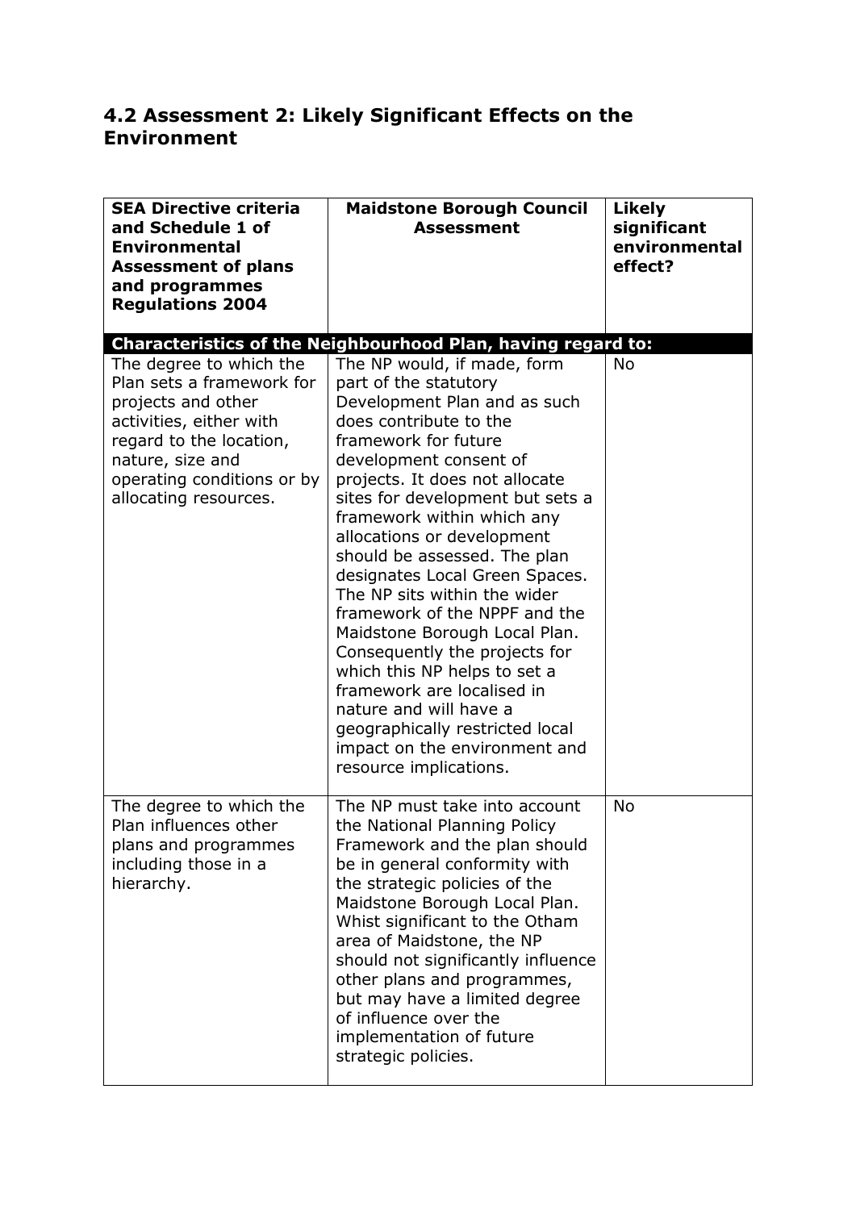## 4.2 Assessment 2: Likely Significant Effects on the Environment

| **SEA Directive criteria and Schedule 1 of Environmental Assessment of plans and programmes Regulations 2004** | **Maidstone Borough Council Assessment** | **Likely significant environmental effect?** |
|---|---|---|
| **Characteristics of the Neighbourhood Plan, having regard to:** | | |
| The degree to which the Plan sets a framework for projects and other activities, either with regard to the location, nature, size and operating conditions or by allocating resources. | The NP would, if made, form part of the statutory Development Plan and as such does contribute to the framework for future development consent of projects. It does not allocate sites for development but sets a framework within which any allocations or development should be assessed. The plan designates Local Green Spaces. The NP sits within the wider framework of the NPPF and the Maidstone Borough Local Plan. Consequently the projects for which this NP helps to set a framework are localised in nature and will have a geographically restricted local impact on the environment and resource implications. | No |
| The degree to which the Plan influences other plans and programmes including those in a hierarchy. | The NP must take into account the National Planning Policy Framework and the plan should be in general conformity with the strategic policies of the Maidstone Borough Local Plan. Whist significant to the Otham area of Maidstone, the NP should not significantly influence other plans and programmes, but may have a limited degree of influence over the implementation of future strategic policies. | No |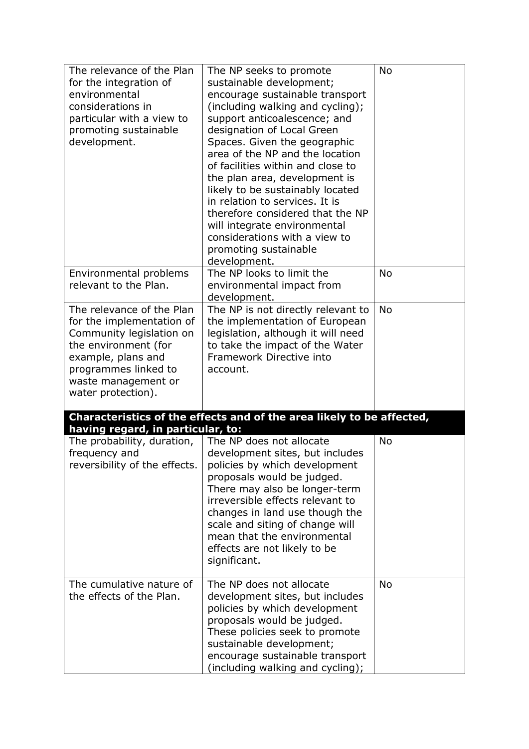| | | |
|---|---|---|
| The relevance of the Plan for the integration of environmental considerations in particular with a view to promoting sustainable development. | The NP seeks to promote sustainable development; encourage sustainable transport (including walking and cycling); support anticoalescence; and designation of Local Green Spaces. Given the geographic area of the NP and the location of facilities within and close to the plan area, development is likely to be sustainably located in relation to services. It is therefore considered that the NP will integrate environmental considerations with a view to promoting sustainable development. | No |
| Environmental problems relevant to the Plan. | The NP looks to limit the environmental impact from development. | No |
| The relevance of the Plan for the implementation of Community legislation on the environment (for example, plans and programmes linked to waste management or water protection). | The NP is not directly relevant to the implementation of European legislation, although it will need to take the impact of the Water Framework Directive into account. | No |
| **Characteristics of the effects and of the area likely to be affected, having regard, in particular, to:** | | |
| The probability, duration, frequency and reversibility of the effects. | The NP does not allocate development sites, but includes policies by which development proposals would be judged. There may also be longer-term irreversible effects relevant to changes in land use though the scale and siting of change will mean that the environmental effects are not likely to be significant. | No |
| The cumulative nature of the effects of the Plan. | The NP does not allocate development sites, but includes policies by which development proposals would be judged. These policies seek to promote sustainable development; encourage sustainable transport (including walking and cycling); | No |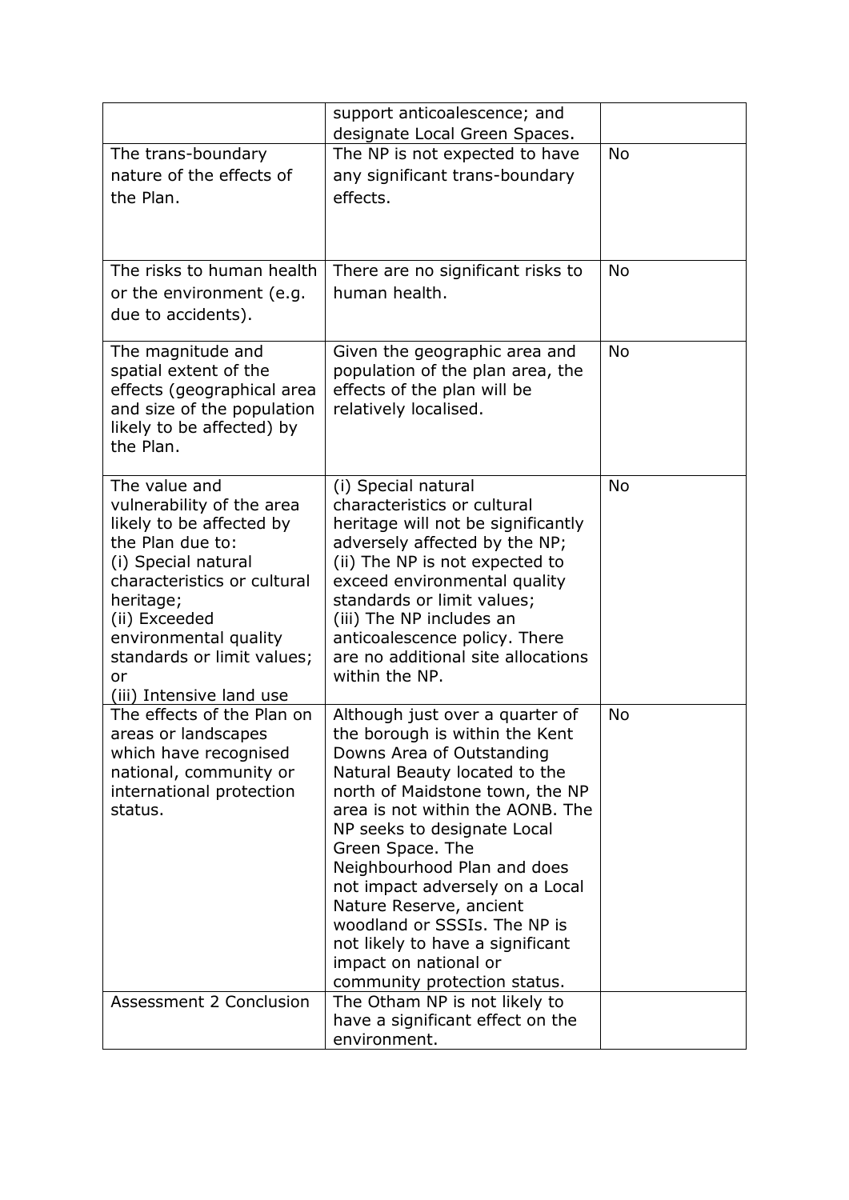|  |  |  |
|---|---|---|
|  | support anticoalescence; and designate Local Green Spaces. |  |
| The trans-boundary nature of the effects of the Plan. | The NP is not expected to have any significant trans-boundary effects. | No |
| The risks to human health or the environment (e.g. due to accidents). | There are no significant risks to human health. | No |
| The magnitude and spatial extent of the effects (geographical area and size of the population likely to be affected) by the Plan. | Given the geographic area and population of the plan area, the effects of the plan will be relatively localised. | No |
| The value and vulnerability of the area likely to be affected by the Plan due to:<br>(i) Special natural characteristics or cultural heritage;<br>(ii) Exceeded environmental quality standards or limit values; or<br>(iii) Intensive land use | (i) Special natural characteristics or cultural heritage will not be significantly adversely affected by the NP;<br>(ii) The NP is not expected to exceed environmental quality standards or limit values;<br>(iii) The NP includes an anticoalescence policy. There are no additional site allocations within the NP. | No |
| The effects of the Plan on areas or landscapes which have recognised national, community or international protection status. | Although just over a quarter of the borough is within the Kent Downs Area of Outstanding Natural Beauty located to the north of Maidstone town, the NP area is not within the AONB. The NP seeks to designate Local Green Space. The Neighbourhood Plan and does not impact adversely on a Local Nature Reserve, ancient woodland or SSSIs. The NP is not likely to have a significant impact on national or community protection status. | No |
| Assessment 2 Conclusion | The Otham NP is not likely to have a significant effect on the environment. |  |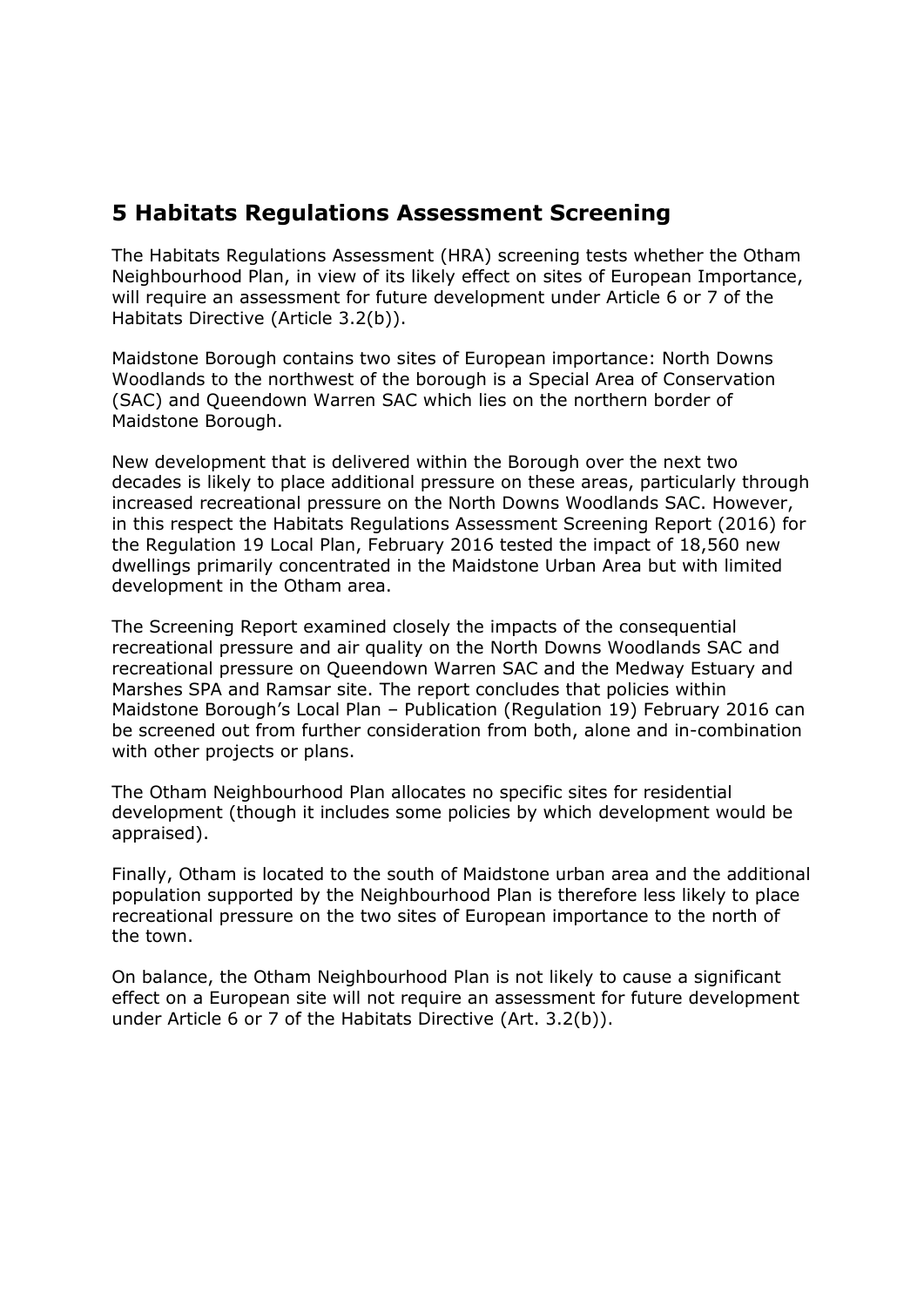## 5 Habitats Regulations Assessment Screening

The Habitats Regulations Assessment (HRA) screening tests whether the Otham Neighbourhood Plan, in view of its likely effect on sites of European Importance, will require an assessment for future development under Article 6 or 7 of the Habitats Directive (Article 3.2(b)).

Maidstone Borough contains two sites of European importance: North Downs Woodlands to the northwest of the borough is a Special Area of Conservation (SAC) and Queendown Warren SAC which lies on the northern border of Maidstone Borough.

New development that is delivered within the Borough over the next two decades is likely to place additional pressure on these areas, particularly through increased recreational pressure on the North Downs Woodlands SAC. However, in this respect the Habitats Regulations Assessment Screening Report (2016) for the Regulation 19 Local Plan, February 2016 tested the impact of 18,560 new dwellings primarily concentrated in the Maidstone Urban Area but with limited development in the Otham area.

The Screening Report examined closely the impacts of the consequential recreational pressure and air quality on the North Downs Woodlands SAC and recreational pressure on Queendown Warren SAC and the Medway Estuary and Marshes SPA and Ramsar site. The report concludes that policies within Maidstone Borough's Local Plan – Publication (Regulation 19) February 2016 can be screened out from further consideration from both, alone and in-combination with other projects or plans.

The Otham Neighbourhood Plan allocates no specific sites for residential development (though it includes some policies by which development would be appraised).

Finally, Otham is located to the south of Maidstone urban area and the additional population supported by the Neighbourhood Plan is therefore less likely to place recreational pressure on the two sites of European importance to the north of the town.

On balance, the Otham Neighbourhood Plan is not likely to cause a significant effect on a European site will not require an assessment for future development under Article 6 or 7 of the Habitats Directive (Art. 3.2(b)).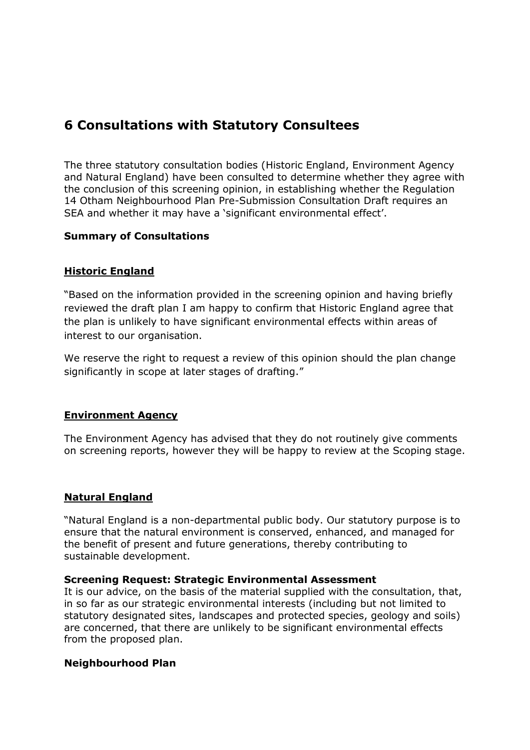## 6 Consultations with Statutory Consultees

The three statutory consultation bodies (Historic England, Environment Agency and Natural England) have been consulted to determine whether they agree with the conclusion of this screening opinion, in establishing whether the Regulation 14 Otham Neighbourhood Plan Pre-Submission Consultation Draft requires an SEA and whether it may have a 'significant environmental effect'.

**Summary of Consultations**

**Historic England**

"Based on the information provided in the screening opinion and having briefly reviewed the draft plan I am happy to confirm that Historic England agree that the plan is unlikely to have significant environmental effects within areas of interest to our organisation.

We reserve the right to request a review of this opinion should the plan change significantly in scope at later stages of drafting."

**Environment Agency**

The Environment Agency has advised that they do not routinely give comments on screening reports, however they will be happy to review at the Scoping stage.

**Natural England**

"Natural England is a non-departmental public body. Our statutory purpose is to ensure that the natural environment is conserved, enhanced, and managed for the benefit of present and future generations, thereby contributing to sustainable development.

**Screening Request: Strategic Environmental Assessment**
It is our advice, on the basis of the material supplied with the consultation, that, in so far as our strategic environmental interests (including but not limited to statutory designated sites, landscapes and protected species, geology and soils) are concerned, that there are unlikely to be significant environmental effects from the proposed plan.

**Neighbourhood Plan**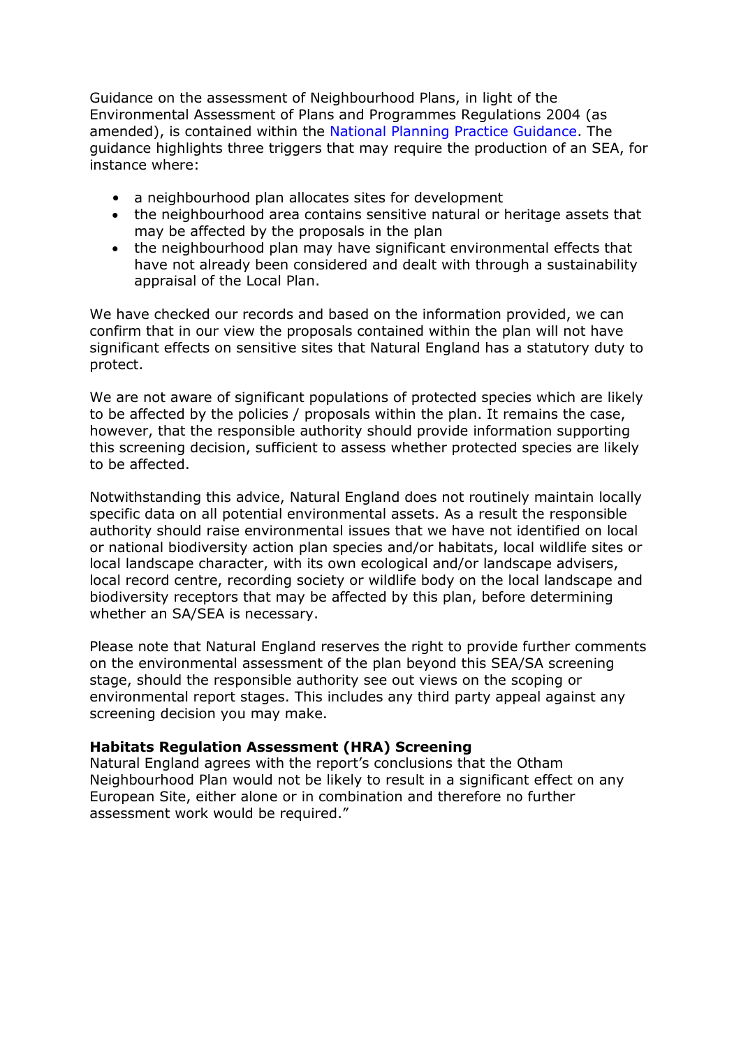Guidance on the assessment of Neighbourhood Plans, in light of the Environmental Assessment of Plans and Programmes Regulations 2004 (as amended), is contained within the National Planning Practice Guidance. The guidance highlights three triggers that may require the production of an SEA, for instance where:

- a neighbourhood plan allocates sites for development
- the neighbourhood area contains sensitive natural or heritage assets that may be affected by the proposals in the plan
- the neighbourhood plan may have significant environmental effects that have not already been considered and dealt with through a sustainability appraisal of the Local Plan.

We have checked our records and based on the information provided, we can confirm that in our view the proposals contained within the plan will not have significant effects on sensitive sites that Natural England has a statutory duty to protect.

We are not aware of significant populations of protected species which are likely to be affected by the policies / proposals within the plan. It remains the case, however, that the responsible authority should provide information supporting this screening decision, sufficient to assess whether protected species are likely to be affected.

Notwithstanding this advice, Natural England does not routinely maintain locally specific data on all potential environmental assets. As a result the responsible authority should raise environmental issues that we have not identified on local or national biodiversity action plan species and/or habitats, local wildlife sites or local landscape character, with its own ecological and/or landscape advisers, local record centre, recording society or wildlife body on the local landscape and biodiversity receptors that may be affected by this plan, before determining whether an SA/SEA is necessary.

Please note that Natural England reserves the right to provide further comments on the environmental assessment of the plan beyond this SEA/SA screening stage, should the responsible authority see out views on the scoping or environmental report stages. This includes any third party appeal against any screening decision you may make.

**Habitats Regulation Assessment (HRA) Screening**
Natural England agrees with the report's conclusions that the Otham Neighbourhood Plan would not be likely to result in a significant effect on any European Site, either alone or in combination and therefore no further assessment work would be required."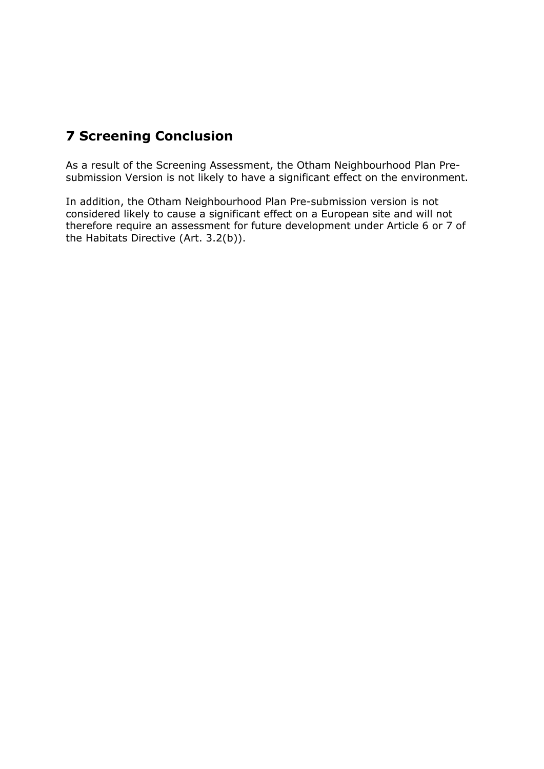## 7 Screening Conclusion

As a result of the Screening Assessment, the Otham Neighbourhood Plan Pre-submission Version is not likely to have a significant effect on the environment.

In addition, the Otham Neighbourhood Plan Pre-submission version is not considered likely to cause a significant effect on a European site and will not therefore require an assessment for future development under Article 6 or 7 of the Habitats Directive (Art. 3.2(b)).